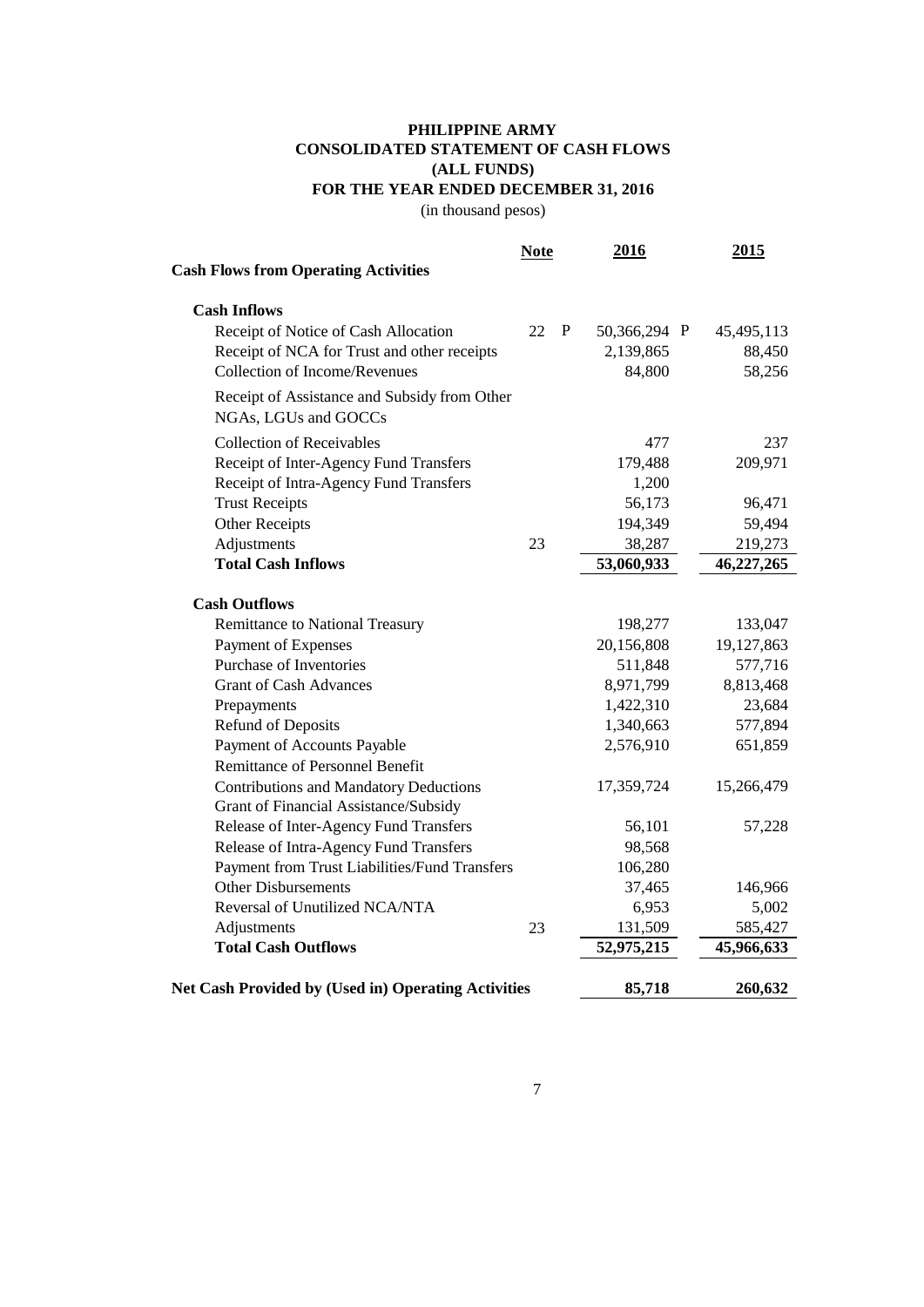# PHILIPPINE ARMY
## CONSOLIDATED STATEMENT OF CASH FLOWS
## (ALL FUNDS)
## FOR THE YEAR ENDED DECEMBER 31, 2016

(in thousand pesos)

| | Note | 2016 | 2015 |
|---|---|---|---|
| **Cash Flows from Operating Activities** | | | |
| **Cash Inflows** | | | |
| Receipt of Notice of Cash Allocation | 22 | P 50,366,294 | P 45,495,113 |
| Receipt of NCA for Trust and other receipts | | 2,139,865 | 88,450 |
| Collection of Income/Revenues | | 84,800 | 58,256 |
| Receipt of Assistance and Subsidy from Other NGAs, LGUs and GOCCs | | | |
| Collection of Receivables | | 477 | 237 |
| Receipt of Inter-Agency Fund Transfers | | 179,488 | 209,971 |
| Receipt of Intra-Agency Fund Transfers | | 1,200 | |
| Trust Receipts | | 56,173 | 96,471 |
| Other Receipts | | 194,349 | 59,494 |
| Adjustments | 23 | 38,287 | 219,273 |
| **Total Cash Inflows** | | **53,060,933** | **46,227,265** |
| **Cash Outflows** | | | |
| Remittance to National Treasury | | 198,277 | 133,047 |
| Payment of Expenses | | 20,156,808 | 19,127,863 |
| Purchase of Inventories | | 511,848 | 577,716 |
| Grant of Cash Advances | | 8,971,799 | 8,813,468 |
| Prepayments | | 1,422,310 | 23,684 |
| Refund of Deposits | | 1,340,663 | 577,894 |
| Payment of Accounts Payable | | 2,576,910 | 651,859 |
| Remittance of Personnel Benefit Contributions and Mandatory Deductions | | 17,359,724 | 15,266,479 |
| Grant of Financial Assistance/Subsidy | | | |
| Release of Inter-Agency Fund Transfers | | 56,101 | 57,228 |
| Release of Intra-Agency Fund Transfers | | 98,568 | |
| Payment from Trust Liabilities/Fund Transfers | | 106,280 | |
| Other Disbursements | | 37,465 | 146,966 |
| Reversal of Unutilized NCA/NTA | | 6,953 | 5,002 |
| Adjustments | 23 | 131,509 | 585,427 |
| **Total Cash Outflows** | | **52,975,215** | **45,966,633** |
| **Net Cash Provided by (Used in) Operating Activities** | | **85,718** | **260,632** |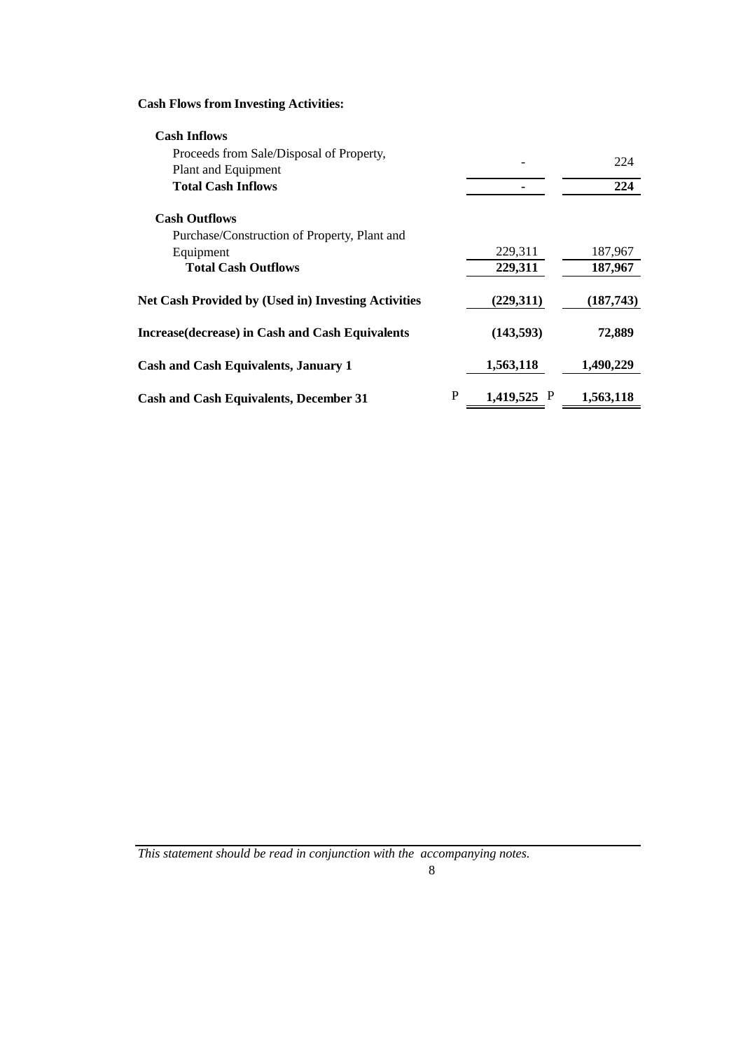**Cash Flows from Investing Activities:**

| | | |
|---|---|---|
| **Cash Inflows** | | |
| Proceeds from Sale/Disposal of Property, Plant and Equipment | - | 224 |
| **Total Cash Inflows** | **-** | **224** |
| **Cash Outflows** | | |
| Purchase/Construction of Property, Plant and Equipment | 229,311 | 187,967 |
| **Total Cash Outflows** | **229,311** | **187,967** |
| **Net Cash Provided by (Used in) Investing Activities** | **(229,311)** | **(187,743)** |
| **Increase(decrease) in Cash and Cash Equivalents** | **(143,593)** | **72,889** |
| **Cash and Cash Equivalents, January 1** | **1,563,118** | **1,490,229** |
| **Cash and Cash Equivalents, December 31** | P **1,419,525** | P **1,563,118** |

*This statement should be read in conjunction with the accompanying notes.*